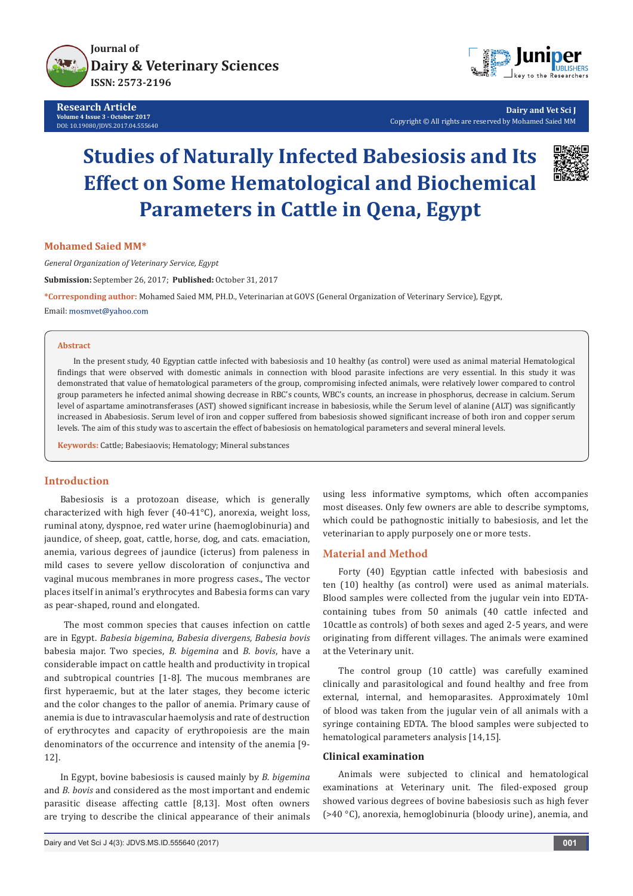Research Article

# Studies of Naturally Infected Babesiosis and Its Effect on Some Hematological and Biochemical Parameters in Cattle in Qena, Egypt

**Mohamed Saied MM***

*General Organization of Veterinary Service, Egypt*

**Submission:** September 26, 2017; **Published:** October 31, 2017

***Corresponding author:** Mohamed Saied MM, PH.D., Veterinarian at GOVS (General Organization of Veterinary Service), Egypt,

Email: mosmvet@yahoo.com

**Abstract**

In the present study, 40 Egyptian cattle infected with babesiosis and 10 healthy (as control) were used as animal material Hematological findings that were observed with domestic animals in connection with blood parasite infections are very essential. In this study it was demonstrated that value of hematological parameters of the group, compromising infected animals, were relatively lower compared to control group parameters he infected animal showing decrease in RBC's counts, WBC's counts, an increase in phosphorus, decrease in calcium. Serum level of aspartame aminotransferases (AST) showed significant increase in babesiosis, while the Serum level of alanine (ALT) was significantly increased in Ababesiosis. Serum level of iron and copper suffered from babesiosis showed significant increase of both iron and copper serum levels. The aim of this study was to ascertain the effect of babesiosis on hematosiological parameters and several mineral levels.

**Keywords:** Cattle; Babesiaovis; Hematology; Mineral substances

## Introduction

Babesiosis is a protozoan disease, which is generally characterized with high fever (40-41°C), anorexia, weight loss, ruminal atony, dyspnoe, red water urine (haemoglobinuria) and jaundice, of sheep, goat, cattle, horse, dog, and cats. emaciation, anemia, various degrees of jaundice (icterus) from paleness in mild cases to severe yellow discoloration of conjunctiva and vaginal mucous membranes in more progress cases., The vector places itself in animal's erythrocytes and Babesia forms can vary as pear-shaped, round and elongated.

The most common species that causes infection on cattle are in Egypt. *Babesia bigemina, Babesia divergens, Babesia bovis* babesia major. Two species, *B. bigemina* and *B. bovis*, have a considerable impact on cattle health and productivity in tropical and subtropical countries [1-8]. The mucous membranes are first hyperaemic, but at the later stages, they become icteric and the color changes to the pallor of anemia. Primary cause of anemia is due to intravascular haemolysis and rate of destruction of erythrocytes and capacity of erythropoiesis are the main denominators of the occurrence and intensity of the anemia [9-12].

In Egypt, bovine babesiosis is caused mainly by *B. bigemina* and *B. bovis* and considered as the most important and endemic parasitic disease affecting cattle [8,13]. Most often owners are trying to describe the clinical appearance of their animals using less informative symptoms, which often accompanies most diseases. Only few owners are able to describe symptoms, which could be pathognostic initially to babesiosis, and let the veterinarian to apply purposely one or more tests.

## Material and Method

Forty (40) Egyptian cattle infected with babesiosis and ten (10) healthy (as control) were used as animal materials. Blood samples were collected from the jugular vein into EDTA-containing tubes from 50 animals (40 cattle infected and 10cattle as controls) of both sexes and aged 2-5 years, and were originating from different villages. The animals were examined at the Veterinary unit.

The control group (10 cattle) was carefully examined clinically and parasitological and found healthy and free from external, internal, and hemoparasites. Approximately 10ml of blood was taken from the jugular vein of all animals with a syringe containing EDTA. The blood samples were subjected to hematological parameters analysis [14,15].

### Clinical examination

Animals were subjected to clinical and hematological examinations at Veterinary unit. The filed-exposed group showed various degrees of bovine babesiosis such as high fever (>40 °C), anorexia, hemoglobinuria (bloody urine), anemia, and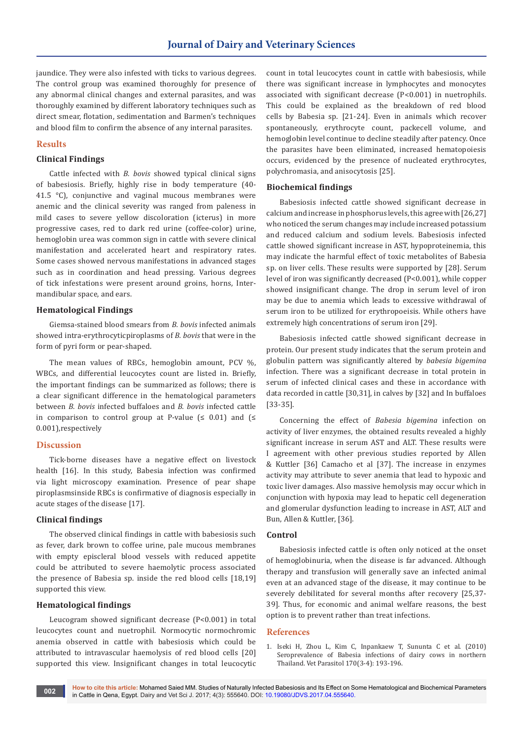jaundice. They were also infested with ticks to various degrees. The control group was examined thoroughly for presence of any abnormal clinical changes and external parasites, and was thoroughly examined by different laboratory techniques such as direct smear, flotation, sedimentation and Barmen's techniques and blood film to confirm the absence of any internal parasites.

## Results

### Clinical Findings

Cattle infected with *B. bovis* showed typical clinical signs of babesiosis. Briefly, highly rise in body temperature (40-41.5 °C), conjunctive and vaginal mucous membranes were anemic and the clinical severity was ranged from paleness in mild cases to severe yellow discoloration (icterus) in more progressive cases, red to dark red urine (coffee-color) urine, hemoglobin urea was common sign in cattle with severe clinical manifestation and accelerated heart and respiratory rates. Some cases showed nervous manifestations in advanced stages such as in coordination and head pressing. Various degrees of tick infestations were present around groins, horns, Inter-mandibular space, and ears.

### Hematological Findings

Giemsa-stained blood smears from *B. bovis* infected animals showed intra-erythrocyticpiroplasms of *B. bovis* that were in the form of pyri form or pear-shaped.

The mean values of RBCs, hemoglobin amount, PCV %, WBCs, and differential leucocytes count are listed in. Briefly, the important findings can be summarized as follows; there is a clear significant difference in the hematological parameters between *B. bovis* infected buffaloes and *B. bovis* infected cattle in comparison to control group at P-value (≤ 0.01) and (≤ 0.001),respectively

## Discussion

Tick-borne diseases have a negative effect on livestock health [16]. In this study, Babesia infection was confirmed via light microscopy examination. Presence of pear shape piroplasmsinside RBCs is confirmative of diagnosis especially in acute stages of the disease [17].

### Clinical findings

The observed clinical findings in cattle with babesiosis such as fever, dark brown to coffee urine, pale mucous membranes with empty episcleral blood vessels with reduced appetite could be attributed to severe haemolytic process associated the presence of Babesia sp. inside the red blood cells [18,19] supported this view.

### Hematological findings

Leucogram showed significant decrease (P<0.001) in total leucocytes count and nuetrophil. Normocytic normochromic anemia observed in cattle with babesiosis which could be attributed to intravascular haemolysis of red blood cells [20] supported this view. Insignificant changes in total leucocytic count in total leucocytes count in cattle with babesiosis, while there was significant increase in lymphocytes and monocytes associated with significant decrease (P<0.001) in nuetrophils. This could be explained as the breakdown of red blood cells by Babesia sp. [21-24]. Even in animals which recover spontaneously, erythrocyte count, packecell volume, and hemoglobin level continue to decline steadily after patency. Once the parasites have been eliminated, increased hematopoiesis occurs, evidenced by the presence of nucleated erythrocytes, polychromasia, and anisocytosis [25].

### Biochemical findings

Babesiosis infected cattle showed significant decrease in calcium and increase in phosphorus levels, this agree with [26,27] who noticed the serum changes may include increased potassium and reduced calcium and sodium levels. Babesiosis infected cattle showed significant increase in AST, hypoproteinemia, this may indicate the harmful effect of toxic metabolites of Babesia sp. on liver cells. These results were supported by [28]. Serum level of iron was significantly decreased (P<0.001), while copper showed insignificant change. The drop in serum level of iron may be due to anemia which leads to excessive withdrawal of serum iron to be utilized for erythropoeisis. While others have extremely high concentrations of serum iron [29].

Babesiosis infected cattle showed significant decrease in protein. Our present study indicates that the serum protein and globulin pattern was significantly altered by *babesia bigemina* infection. There was a significant decrease in total protein in serum of infected clinical cases and these in accordance with data recorded in cattle [30,31], in calves by [32] and In buffaloes [33-35].

Concerning the effect of *Babesia bigemina* infection on activity of liver enzymes, the obtained results revealed a highly significant increase in serum AST and ALT. These results were I agreement with other previous studies reported by Allen & Kuttler [36] Camacho et al [37]. The increase in enzymes activity may attribute to sever anemia that lead to hypoxic and toxic liver damages. Also massive hemolysis may occur which in conjunction with hypoxia may lead to hepatic cell degeneration and glomerular dysfunction leading to increase in AST, ALT and Bun, Allen & Kuttler, [36].

### Control

Babesiosis infected cattle is often only noticed at the onset of hemoglobinuria, when the disease is far advanced. Although therapy and transfusion will generally save an infected animal even at an advanced stage of the disease, it may continue to be severely debilitated for several months after recovery [25,37-39]. Thus, for economic and animal welfare reasons, the best option is to prevent rather than treat infections.

## References

1. Iseki H, Zhou L, Kim C, Inpankaew T, Sununta C et al. (2010) Seroprevalence of Babesia infections of dairy cows in northern Thailand. Vet Parasitol 170(3-4): 193-196.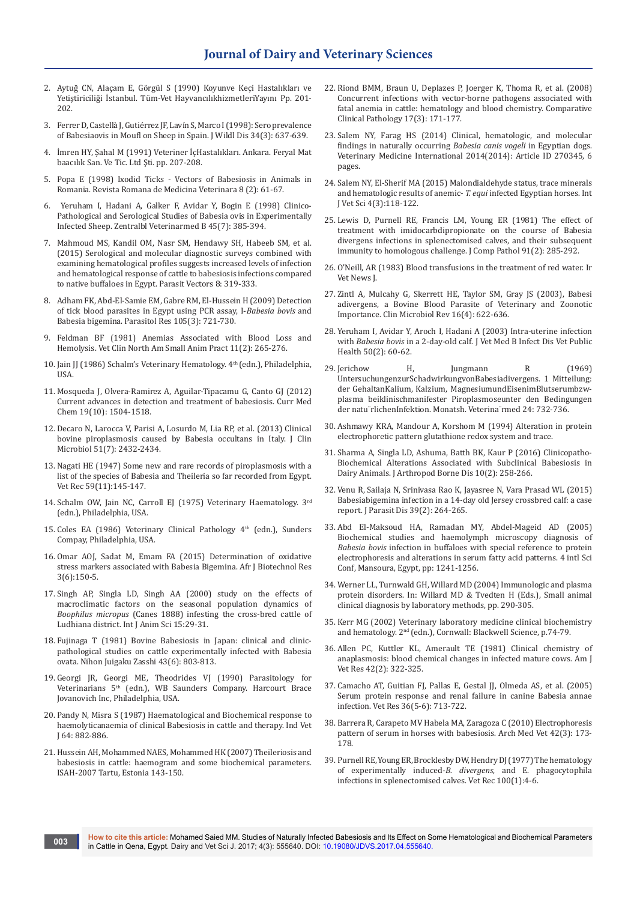2. Aytuğ CN, Alaçam E, Görgül S (1990) Koyunve Keçi Hastalıkları ve Yetiştiriciliği İstanbul. Tüm-Vet HayvancılıkhizmetleriYayını Pp. 201-202.
3. Ferrer D, Castellà J, Gutiérrez JF, Lavín S, Marco I (1998): Seroprevalence of Babesiaovis in Moufl on Sheep in Spain. J Wildl Dis 34(3): 637-639.
4. İmren HY, Şahal M (1991) Veteriner İçHastalıkları. Ankara. Feryal Mat baacılık San. Ve Tic. Ltd Şti. pp. 207-208.
5. Popa E (1998) Ixodid Ticks - Vectors of Babesiosis in Animals in Romania. Revista Romana de Medicina Veterinara 8 (2): 61-67.
6. Yeruham I, Hadani A, Galker F, Avidar Y, Bogin E (1998) Clinico-Pathological and Serological Studies of Babesia ovis in Experimentally Infected Sheep. Zentralbl Veterinarmed B 45(7): 385-394.
7. Mahmoud MS, Kandil OM, Nasr SM, Hendawy SH, Habeeb SM, et al. (2015) Serological and molecular diagnostic surveys combined with examining hematological profiles suggests increased levels of infection and hematological response of cattle to babesiosis infections compared to native buffaloes in Egypt. Parasit Vectors 8: 319-333.
8. Adham FK, Abd-El-Samie EM, Gabre RM, El-Hussein H (2009) Detection of tick blood parasites in Egypt using PCR assay, I-*Babesia bovis* and Babesia bigemina. Parasitol Res 105(3): 721-730.
9. Feldman BF (1981) Anemias Associated with Blood Loss and Hemolysis. Vet Clin North Am Small Anim Pract 11(2): 265-276.
10. Jain JJ (1986) Schalm's Veterinary Hematology. 4th (edn.), Philadelphia, USA.
11. Mosqueda J, Olvera-Ramirez A, Aguilar-Tipacamu G, Canto GJ (2012) Current advances in detection and treatment of babesiosis. Curr Med Chem 19(10): 1504-1518.
12. Decaro N, Larocca V, Parisi A, Losurdo M, Lia RP, et al. (2013) Clinical bovine piroplasmosis caused by Babesia occultans in Italy. J Clin Microbiol 51(7): 2432-2434.
13. Nagati HE (1947) Some new and rare records of piroplasmosis with a list of the species of Babesia and Theileria so far recorded from Egypt. Vet Rec 59(11):145-147.
14. Schalm OW, Jain NC, Carroll EJ (1975) Veterinary Haematology. 3rd (edn.), Philadelphia, USA.
15. Coles EA (1986) Veterinary Clinical Pathology 4th (edn.), Sunders Compay, Philadelphia, USA.
16. Omar AOJ, Sadat M, Emam FA (2015) Determination of oxidative stress markers associated with Babesia Bigemina. Afr J Biotechnol Res 3(6):150-5.
17. Singh AP, Singla LD, Singh AA (2000) study on the effects of macroclimatic factors on the seasonal population dynamics of *Boophilus micropus* (Canes 1888) infesting the cross-bred cattle of Ludhiana district. Int J Anim Sci 15:29-31.
18. Fujinaga T (1981) Bovine Babesiosis in Japan: clinical and clinic-pathological studies on cattle experimentally infected with Babesia ovata. Nihon Juigaku Zasshi 43(6): 803-813.
19. Georgi JR, Georgi ME, Theodrides VJ (1990) Parasitology for Veterinarians 5th (edn.), WB Saunders Company. Harcourt Brace Jovanovich Inc, Philadelphia, USA.
20. Pandy N, Misra S (1987) Haematological and Biochemical response to haemolyticanaemia of clinical Babesiosis in cattle and therapy. Ind Vet J 64: 882-886.
21. Hussein AH, Mohammed NAES, Mohammed HK (2007) Theileriosis and babesiosis in cattle: haemogram and some biochemical parameters. ISAH-2007 Tartu, Estonia 143-150.
22. Riond BMM, Braun U, Deplazes P, Joerger K, Thoma R, et al. (2008) Concurrent infections with vector-borne pathogens associated with fatal anemia in cattle: hematology and blood chemistry. Comparative Clinical Pathology 17(3): 171-177.
23. Salem NY, Farag HS (2014) Clinical, hematologic, and molecular findings in naturally occurring *Babesia canis vogeli* in Egyptian dogs. Veterinary Medicine International 2014(2014): Article ID 270345, 6 pages.
24. Salem NY, El-Sherif MA (2015) Malondialdehyde status, trace minerals and hematologic results of anemic- *T. equi* infected Egyptian horses. Int J Vet Sci 4(3):118-122.
25. Lewis D, Purnell RE, Francis LM, Young ER (1981) The effect of treatment with imidocarbdipropionate on the course of Babesia divergens infections in splenectomised calves, and their subsequent immunity to homologous challenge. J Comp Pathol 91(2): 285-292.
26. O'Neill, AR (1983) Blood transfusions in the treatment of red water. Ir Vet News J.
27. Zintl A, Mulcahy G, Skerrett HE, Taylor SM, Gray JS (2003), Babesi adivergens, a Bovine Blood Parasite of Veterinary and Zoonotic Importance. Clin Microbiol Rev 16(4): 622-636.
28. Yeruham I, Avidar Y, Aroch I, Hadani A (2003) Intra-uterine infection with *Babesia bovis* in a 2-day-old calf. J Vet Med B Infect Dis Vet Public Health 50(2): 60-62.
29. Jerichow H, Jungmann R (1969) UntersuchungenzurSchadwirkungvonBabesiadivergens. 1 Mitteilung: der GehaltanKalium, Kalzium, MagnesiumundEisenimBlutserumbzw-plasma beiklinischmanifester Piroplasmoseunter den Bedingungen der natu¨rlichenInfektion. Monatsh. Veterina¨rmed 24: 732-736.
30. Ashmawy KRA, Mandour A, Korshom M (1994) Alteration in protein electrophoretic pattern glutathione redox system and trace.
31. Sharma A, Singla LD, Ashuma, Batth BK, Kaur P (2016) Clinicopatho-Biochemical Alterations Associated with Subclinical Babesiosis in Dairy Animals. J Arthropod Borne Dis 10(2): 258-266.
32. Venu R, Sailaja N, Srinivasa Rao K, Jayasree N, Vara Prasad WL (2015) Babesiabigemina infection in a 14-day old Jersey crossbred calf: a case report. J Parasit Dis 39(2): 264-265.
33. Abd El-Maksoud HA, Ramadan MY, Abdel-Mageid AD (2005) Biochemical studies and haemolymph microscopy diagnosis of *Babesia bovis* infection in buffaloes with special reference to protein electrophoresis and alterations in serum fatty acid patterns. 4 intl Sci Conf, Mansoura, Egypt, pp: 1241-1256.
34. Werner LL, Turnwald GH, Willard MD (2004) Immunologic and plasma protein disorders. In: Willard MD & Tvedten H (Eds.), Small animal clinical diagnosis by laboratory methods, pp. 290-305.
35. Kerr MG (2002) Veterinary laboratory medicine clinical biochemistry and hematology. 2nd (edn.), Cornwall: Blackwell Science, p.74-79.
36. Allen PC, Kuttler KL, Amerault TE (1981) Clinical chemistry of anaplasmosis: blood chemical changes in infected mature cows. Am J Vet Res 42(2): 322-325.
37. Camacho AT, Guitian FJ, Pallas E, Gestal JJ, Olmeda AS, et al. (2005) Serum protein response and renal failure in canine Babesia annae infection. Vet Res 36(5-6): 713-722.
38. Barrera R, Carapeto MV Habela MA, Zaragoza C (2010) Electrophoresis pattern of serum in horses with babesiosis. Arch Med Vet 42(3): 173-178.
39. Purnell RE, Young ER, Brocklesby DW, Hendry DJ (1977) The hematology of experimentally induced-*B. divergens*, and E. phagocytophila infections in splenectomised calves. Vet Rec 100(1):4-6.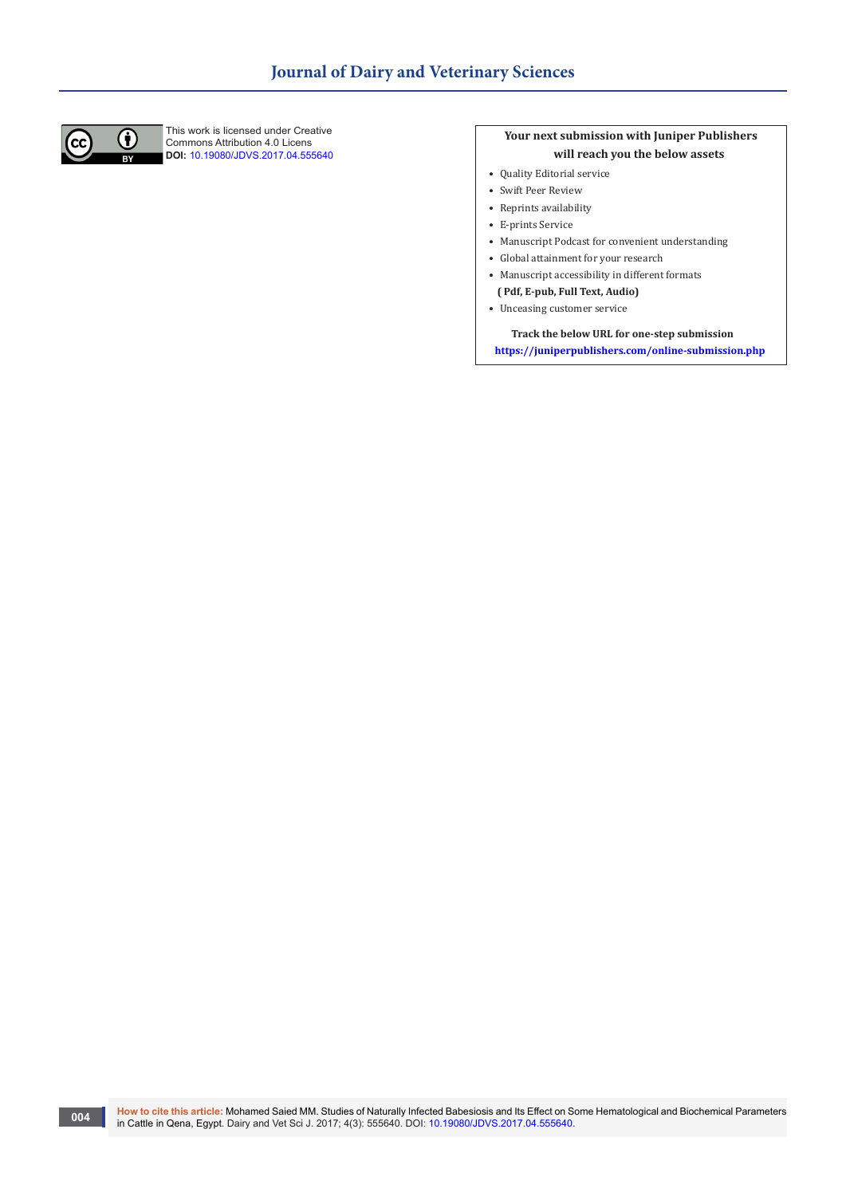This work is licensed under Creative Commons Attribution 4.0 Licens
**DOI:** 10.19080/JDVS.2017.04.555640

**Your next submission with Juniper Publishers will reach you the below assets**

- Quality Editorial service
- Swift Peer Review
- Reprints availability
- E-prints Service
- Manuscript Podcast for convenient understanding
- Global attainment for your research
- Manuscript accessibility in different formats

  **( Pdf, E-pub, Full Text, Audio)**
- Unceasing customer service

**Track the below URL for one-step submission**
**https://juniperpublishers.com/online-submission.php**